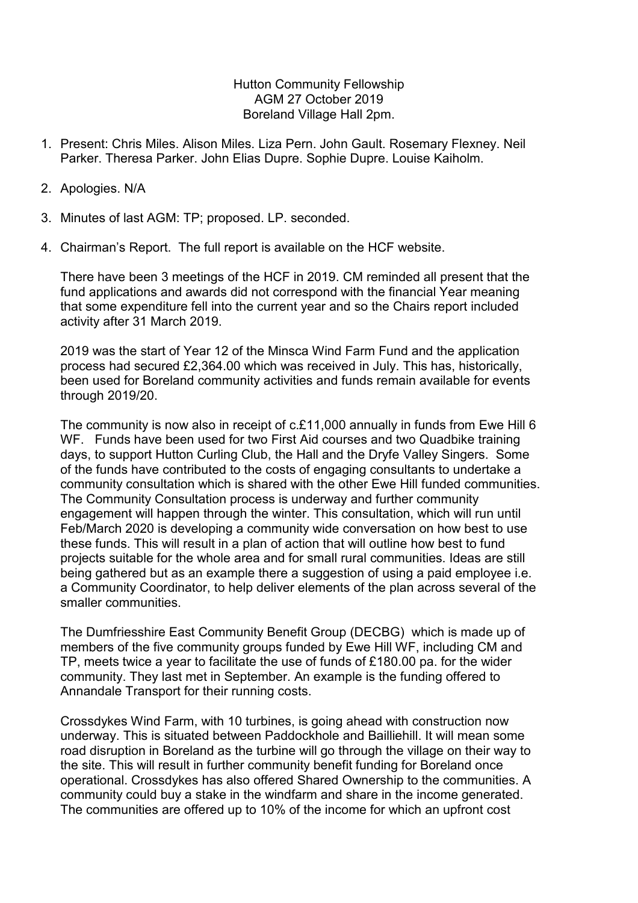Hutton Community Fellowship
AGM 27 October 2019
Boreland Village Hall 2pm.

1. Present: Chris Miles. Alison Miles. Liza Pern. John Gault. Rosemary Flexney. Neil Parker. Theresa Parker. John Elias Dupre. Sophie Dupre. Louise Kaiholm.

2. Apologies. N/A

3. Minutes of last AGM: TP; proposed. LP. seconded.

4. Chairman's Report. The full report is available on the HCF website.

   There have been 3 meetings of the HCF in 2019. CM reminded all present that the fund applications and awards did not correspond with the financial Year meaning that some expenditure fell into the current year and so the Chairs report included activity after 31 March 2019.

   2019 was the start of Year 12 of the Minsca Wind Farm Fund and the application process had secured £2,364.00 which was received in July. This has, historically, been used for Boreland community activities and funds remain available for events through 2019/20.

   The community is now also in receipt of c.£11,000 annually in funds from Ewe Hill 6 WF. Funds have been used for two First Aid courses and two Quadbike training days, to support Hutton Curling Club, the Hall and the Dryfe Valley Singers. Some of the funds have contributed to the costs of engaging consultants to undertake a community consultation which is shared with the other Ewe Hill funded communities. The Community Consultation process is underway and further community engagement will happen through the winter. This consultation, which will run until Feb/March 2020 is developing a community wide conversation on how best to use these funds. This will result in a plan of action that will outline how best to fund projects suitable for the whole area and for small rural communities. Ideas are still being gathered but as an example there a suggestion of using a paid employee i.e. a Community Coordinator, to help deliver elements of the plan across several of the smaller communities.

   The Dumfriesshire East Community Benefit Group (DECBG) which is made up of members of the five community groups funded by Ewe Hill WF, including CM and TP, meets twice a year to facilitate the use of funds of £180.00 pa. for the wider community. They last met in September. An example is the funding offered to Annandale Transport for their running costs.

   Crossdykes Wind Farm, with 10 turbines, is going ahead with construction now underway. This is situated between Paddockhole and Bailliehill. It will mean some road disruption in Boreland as the turbine will go through the village on their way to the site. This will result in further community benefit funding for Boreland once operational. Crossdykes has also offered Shared Ownership to the communities. A community could buy a stake in the windfarm and share in the income generated. The communities are offered up to 10% of the income for which an upfront cost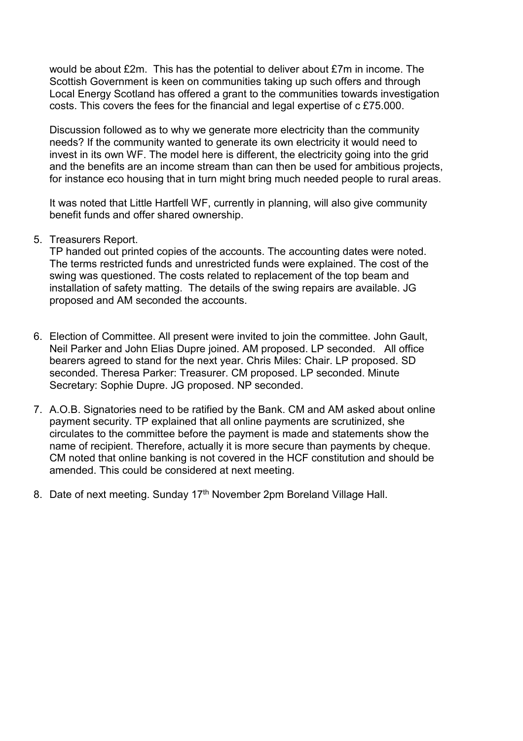would be about £2m. This has the potential to deliver about £7m in income. The Scottish Government is keen on communities taking up such offers and through Local Energy Scotland has offered a grant to the communities towards investigation costs. This covers the fees for the financial and legal expertise of c £75.000.

Discussion followed as to why we generate more electricity than the community needs? If the community wanted to generate its own electricity it would need to invest in its own WF. The model here is different, the electricity going into the grid and the benefits are an income stream than can then be used for ambitious projects, for instance eco housing that in turn might bring much needed people to rural areas.

It was noted that Little Hartfell WF, currently in planning, will also give community benefit funds and offer shared ownership.

5. Treasurers Report.
   TP handed out printed copies of the accounts. The accounting dates were noted. The terms restricted funds and unrestricted funds were explained. The cost of the swing was questioned. The costs related to replacement of the top beam and installation of safety matting. The details of the swing repairs are available. JG proposed and AM seconded the accounts.

6. Election of Committee. All present were invited to join the committee. John Gault, Neil Parker and John Elias Dupre joined. AM proposed. LP seconded. All office bearers agreed to stand for the next year. Chris Miles: Chair. LP proposed. SD seconded. Theresa Parker: Treasurer. CM proposed. LP seconded. Minute Secretary: Sophie Dupre. JG proposed. NP seconded.

7. A.O.B. Signatories need to be ratified by the Bank. CM and AM asked about online payment security. TP explained that all online payments are scrutinized, she circulates to the committee before the payment is made and statements show the name of recipient. Therefore, actually it is more secure than payments by cheque. CM noted that online banking is not covered in the HCF constitution and should be amended. This could be considered at next meeting.

8. Date of next meeting. Sunday 17th November 2pm Boreland Village Hall.